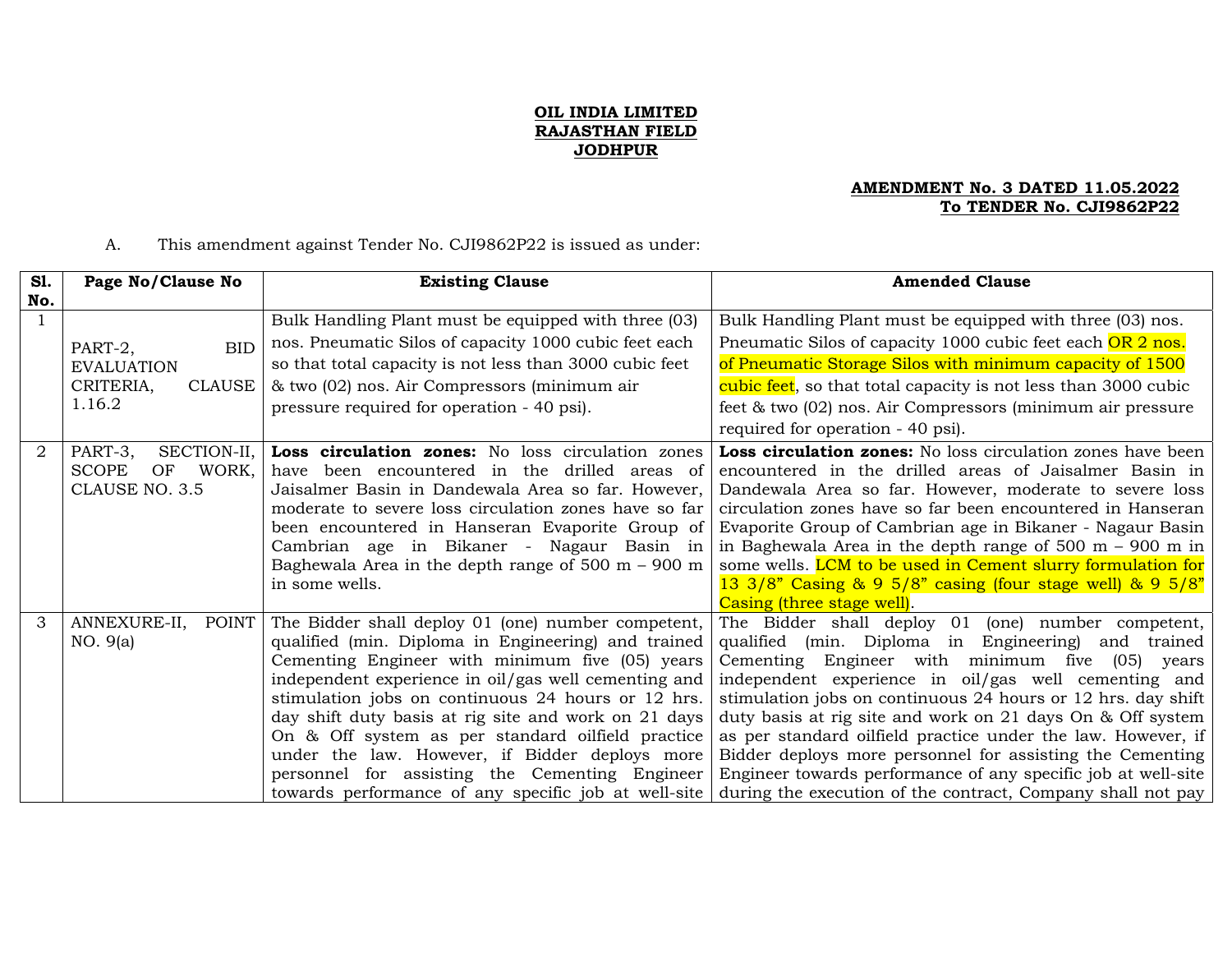**OIL INDIA LIMITED**
**RAJASTHAN FIELD**
**JODHPUR**

**AMENDMENT No. 3 DATED 11.05.2022**
**To TENDER No. CJI9862P22**

A. This amendment against Tender No. CJI9862P22 is issued as under:

| Sl. No. | Page No/Clause No | Existing Clause | Amended Clause |
|---|---|---|---|
| 1 | PART-2, BID EVALUATION CRITERIA, CLAUSE 1.16.2 | Bulk Handling Plant must be equipped with three (03) nos. Pneumatic Silos of capacity 1000 cubic feet each so that total capacity is not less than 3000 cubic feet & two (02) nos. Air Compressors (minimum air pressure required for operation - 40 psi). | Bulk Handling Plant must be equipped with three (03) nos. Pneumatic Silos of capacity 1000 cubic feet each OR 2 nos. of Pneumatic Storage Silos with minimum capacity of 1500 cubic feet, so that total capacity is not less than 3000 cubic feet & two (02) nos. Air Compressors (minimum air pressure required for operation - 40 psi). |
| 2 | PART-3, SECTION-II, SCOPE OF WORK, CLAUSE NO. 3.5 | **Loss circulation zones:** No loss circulation zones have been encountered in the drilled areas of Jaisalmer Basin in Dandewala Area so far. However, moderate to severe loss circulation zones have so far been encountered in Hanseran Evaporite Group of Cambrian age in Bikaner - Nagaur Basin in Baghewala Area in the depth range of 500 m – 900 m in some wells. | **Loss circulation zones:** No loss circulation zones have been encountered in the drilled areas of Jaisalmer Basin in Dandewala Area so far. However, moderate to severe loss circulation zones have so far been encountered in Hanseran Evaporite Group of Cambrian age in Bikaner - Nagaur Basin in Baghewala Area in the depth range of 500 m – 900 m in some wells. LCM to be used in Cement slurry formulation for 13 3/8" Casing & 9 5/8" casing (four stage well) & 9 5/8" Casing (three stage well). |
| 3 | ANNEXURE-II, POINT NO. 9(a) | The Bidder shall deploy 01 (one) number competent, qualified (min. Diploma in Engineering) and trained Cementing Engineer with minimum five (05) years independent experience in oil/gas well cementing and stimulation jobs on continuous 24 hours or 12 hrs. day shift duty basis at rig site and work on 21 days On & Off system as per standard oilfield practice under the law. However, if Bidder deploys more personnel for assisting the Cementing Engineer towards performance of any specific job at well-site | The Bidder shall deploy 01 (one) number competent, qualified (min. Diploma in Engineering) and trained Cementing Engineer with minimum five (05) years independent experience in oil/gas well cementing and stimulation jobs on continuous 24 hours or 12 hrs. day shift duty basis at rig site and work on 21 days On & Off system as per standard oilfield practice under the law. However, if Bidder deploys more personnel for assisting the Cementing Engineer towards performance of any specific job at well-site during the execution of the contract, Company shall not pay |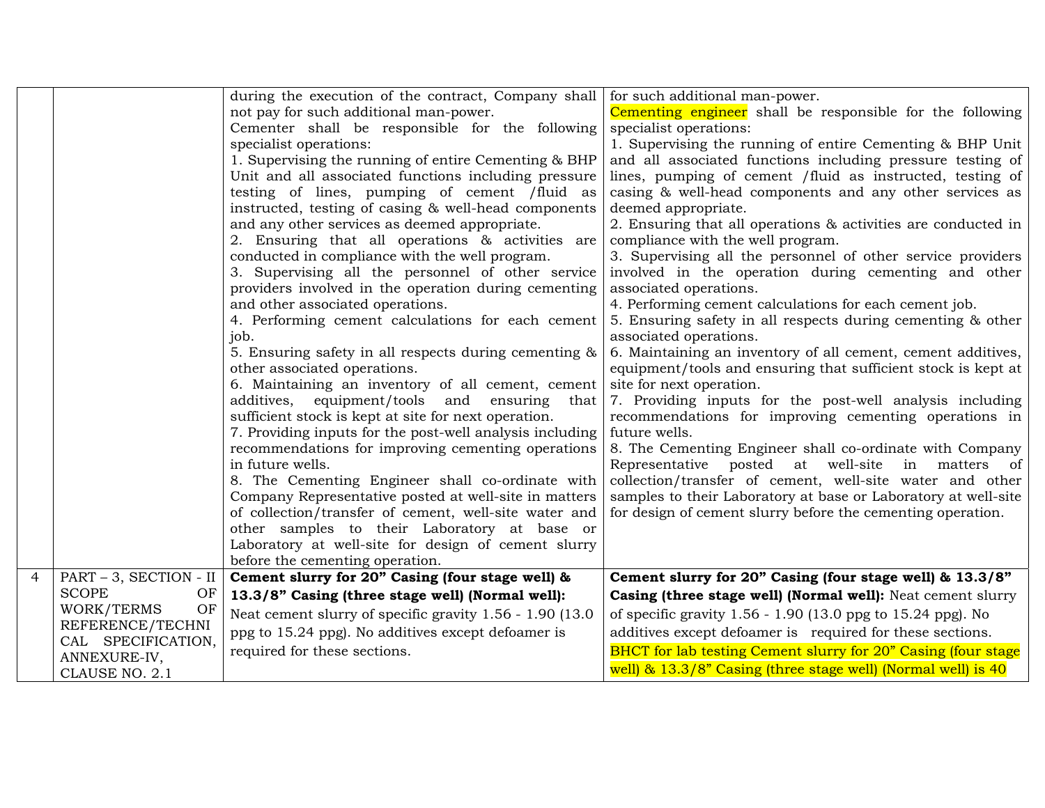| | | | |
|---|---|---|---|
| | | during the execution of the contract, Company shall not pay for such additional man-power.<br>Cementer shall be responsible for the following specialist operations:<br>1. Supervising the running of entire Cementing & BHP Unit and all associated functions including pressure testing of lines, pumping of cement /fluid as instructed, testing of casing & well-head components and any other services as deemed appropriate.<br>2. Ensuring that all operations & activities are conducted in compliance with the well program.<br>3. Supervising all the personnel of other service providers involved in the operation during cementing and other associated operations.<br>4. Performing cement calculations for each cement job.<br>5. Ensuring safety in all respects during cementing & other associated operations.<br>6. Maintaining an inventory of all cement, cement additives, equipment/tools and ensuring that sufficient stock is kept at site for next operation.<br>7. Providing inputs for the post-well analysis including recommendations for improving cementing operations in future wells.<br>8. The Cementing Engineer shall co-ordinate with Company Representative posted at well-site in matters of collection/transfer of cement, well-site water and other samples to their Laboratory at base or Laboratory at well-site for design of cement slurry before the cementing operation. | for such additional man-power.<br>Cementing engineer shall be responsible for the following specialist operations:<br>1. Supervising the running of entire Cementing & BHP Unit and all associated functions including pressure testing of lines, pumping of cement /fluid as instructed, testing of casing & well-head components and any other services as deemed appropriate.<br>2. Ensuring that all operations & activities are conducted in compliance with the well program.<br>3. Supervising all the personnel of other service providers involved in the operation during cementing and other associated operations.<br>4. Performing cement calculations for each cement job.<br>5. Ensuring safety in all respects during cementing & other associated operations.<br>6. Maintaining an inventory of all cement, cement additives, equipment/tools and ensuring that sufficient stock is kept at site for next operation.<br>7. Providing inputs for the post-well analysis including recommendations for improving cementing operations in future wells.<br>8. The Cementing Engineer shall co-ordinate with Company Representative posted at well-site in matters of collection/transfer of cement, well-site water and other samples to their Laboratory at base or Laboratory at well-site for design of cement slurry before the cementing operation. |
| 4 | PART – 3, SECTION - II SCOPE OF WORK/TERMS OF REFERENCE/TECHNICAL SPECIFICATION, ANNEXURE-IV, CLAUSE NO. 2.1 | **Cement slurry for 20" Casing (four stage well) & 13.3/8" Casing (three stage well) (Normal well):** Neat cement slurry of specific gravity 1.56 - 1.90 (13.0 ppg to 15.24 ppg). No additives except defoamer is required for these sections. | **Cement slurry for 20" Casing (four stage well) & 13.3/8" Casing (three stage well) (Normal well):** Neat cement slurry of specific gravity 1.56 - 1.90 (13.0 ppg to 15.24 ppg). No additives except defoamer is required for these sections.<br>BHCT for lab testing Cement slurry for 20" Casing (four stage well) & 13.3/8" Casing (three stage well) (Normal well) is 40 |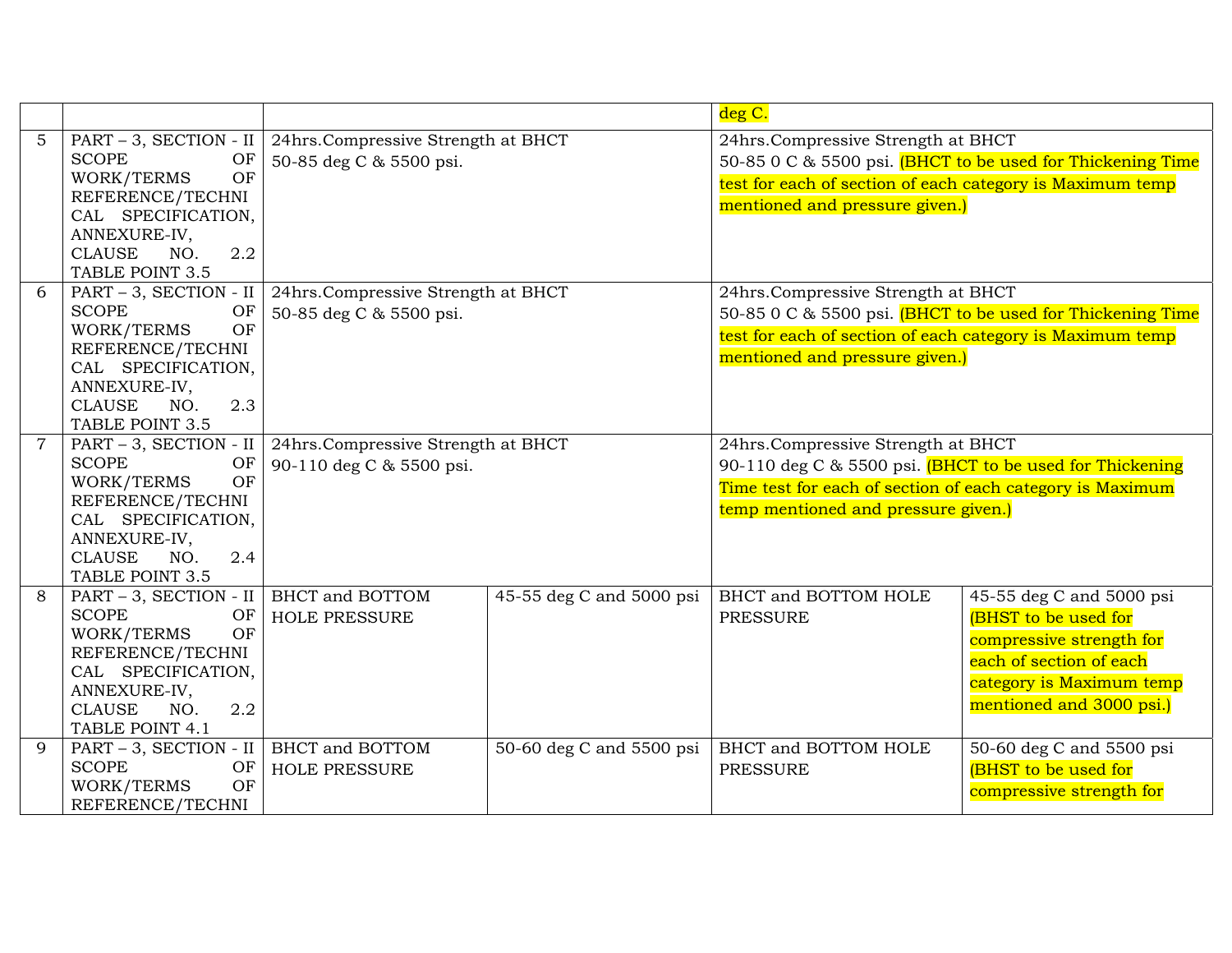| | | | | | |
|---|---|---|---|---|---|
| | | | | deg C. | |
| 5 | PART – 3, SECTION - II SCOPE OF WORK/TERMS OF REFERENCE/TECHNICAL SPECIFICATION, ANNEXURE-IV, CLAUSE NO. 2.2 TABLE POINT 3.5 | 24hrs.Compressive Strength at BHCT 50-85 deg C & 5500 psi. | | 24hrs.Compressive Strength at BHCT 50-85 0 C & 5500 psi. (BHCT to be used for Thickening Time test for each of section of each category is Maximum temp mentioned and pressure given.) | |
| 6 | PART – 3, SECTION - II SCOPE OF WORK/TERMS OF REFERENCE/TECHNICAL SPECIFICATION, ANNEXURE-IV, CLAUSE NO. 2.3 TABLE POINT 3.5 | 24hrs.Compressive Strength at BHCT 50-85 deg C & 5500 psi. | | 24hrs.Compressive Strength at BHCT 50-85 0 C & 5500 psi. (BHCT to be used for Thickening Time test for each of section of each category is Maximum temp mentioned and pressure given.) | |
| 7 | PART – 3, SECTION - II SCOPE OF WORK/TERMS OF REFERENCE/TECHNICAL SPECIFICATION, ANNEXURE-IV, CLAUSE NO. 2.4 TABLE POINT 3.5 | 24hrs.Compressive Strength at BHCT 90-110 deg C & 5500 psi. | | 24hrs.Compressive Strength at BHCT 90-110 deg C & 5500 psi. (BHCT to be used for Thickening Time test for each of section of each category is Maximum temp mentioned and pressure given.) | |
| 8 | PART – 3, SECTION - II SCOPE OF WORK/TERMS OF REFERENCE/TECHNICAL SPECIFICATION, ANNEXURE-IV, CLAUSE NO. 2.2 TABLE POINT 4.1 | BHCT and BOTTOM HOLE PRESSURE | 45-55 deg C and 5000 psi | BHCT and BOTTOM HOLE PRESSURE | 45-55 deg C and 5000 psi (BHST to be used for compressive strength for each of section of each category is Maximum temp mentioned and 3000 psi.) |
| 9 | PART – 3, SECTION - II SCOPE OF WORK/TERMS OF REFERENCE/TECHNI | BHCT and BOTTOM HOLE PRESSURE | 50-60 deg C and 5500 psi | BHCT and BOTTOM HOLE PRESSURE | 50-60 deg C and 5500 psi (BHST to be used for compressive strength for |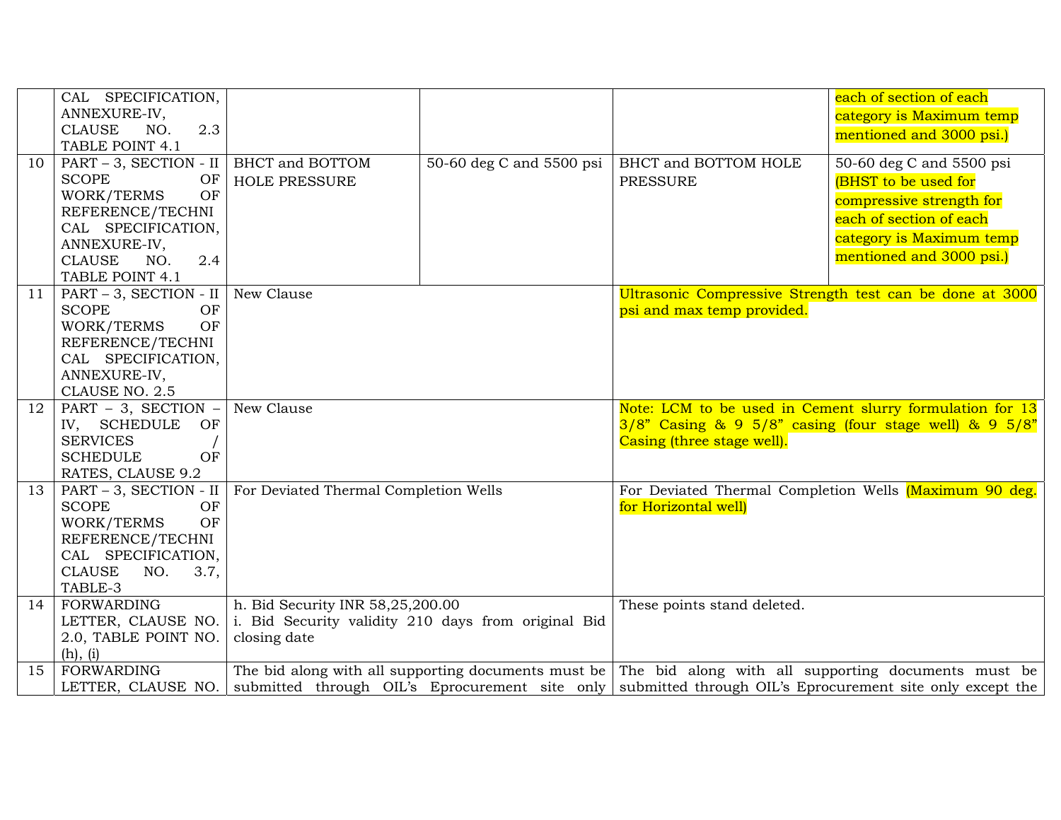| | | | | | |
|---|---|---|---|---|---|
| | CAL SPECIFICATION, ANNEXURE-IV, CLAUSE NO. 2.3 TABLE POINT 4.1 | | | | each of section of each category is Maximum temp mentioned and 3000 psi.) |
| 10 | PART – 3, SECTION - II SCOPE OF WORK/TERMS OF REFERENCE/TECHNICAL SPECIFICATION, ANNEXURE-IV, CLAUSE NO. 2.4 TABLE POINT 4.1 | BHCT and BOTTOM HOLE PRESSURE | 50-60 deg C and 5500 psi | BHCT and BOTTOM HOLE PRESSURE | 50-60 deg C and 5500 psi (BHST to be used for compressive strength for each of section of each category is Maximum temp mentioned and 3000 psi.) |
| 11 | PART – 3, SECTION - II SCOPE OF WORK/TERMS OF REFERENCE/TECHNICAL SPECIFICATION, ANNEXURE-IV, CLAUSE NO. 2.5 | New Clause | | Ultrasonic Compressive Strength test can be done at 3000 psi and max temp provided. | |
| 12 | PART – 3, SECTION – IV, SCHEDULE OF SERVICES / SCHEDULE OF RATES, CLAUSE 9.2 | New Clause | | Note: LCM to be used in Cement slurry formulation for 13 3/8" Casing & 9 5/8" casing (four stage well) & 9 5/8" Casing (three stage well). | |
| 13 | PART – 3, SECTION - II SCOPE OF WORK/TERMS OF REFERENCE/TECHNICAL SPECIFICATION, CLAUSE NO. 3.7, TABLE-3 | For Deviated Thermal Completion Wells | | For Deviated Thermal Completion Wells (Maximum 90 deg. for Horizontal well) | |
| 14 | FORWARDING LETTER, CLAUSE NO. 2.0, TABLE POINT NO. (h), (i) | h. Bid Security INR 58,25,200.00<br>i. Bid Security validity 210 days from original Bid closing date | | These points stand deleted. | |
| 15 | FORWARDING LETTER, CLAUSE NO. | The bid along with all supporting documents must be submitted through OIL's Eprocurement site only | | The bid along with all supporting documents must be submitted through OIL's Eprocurement site only except the | |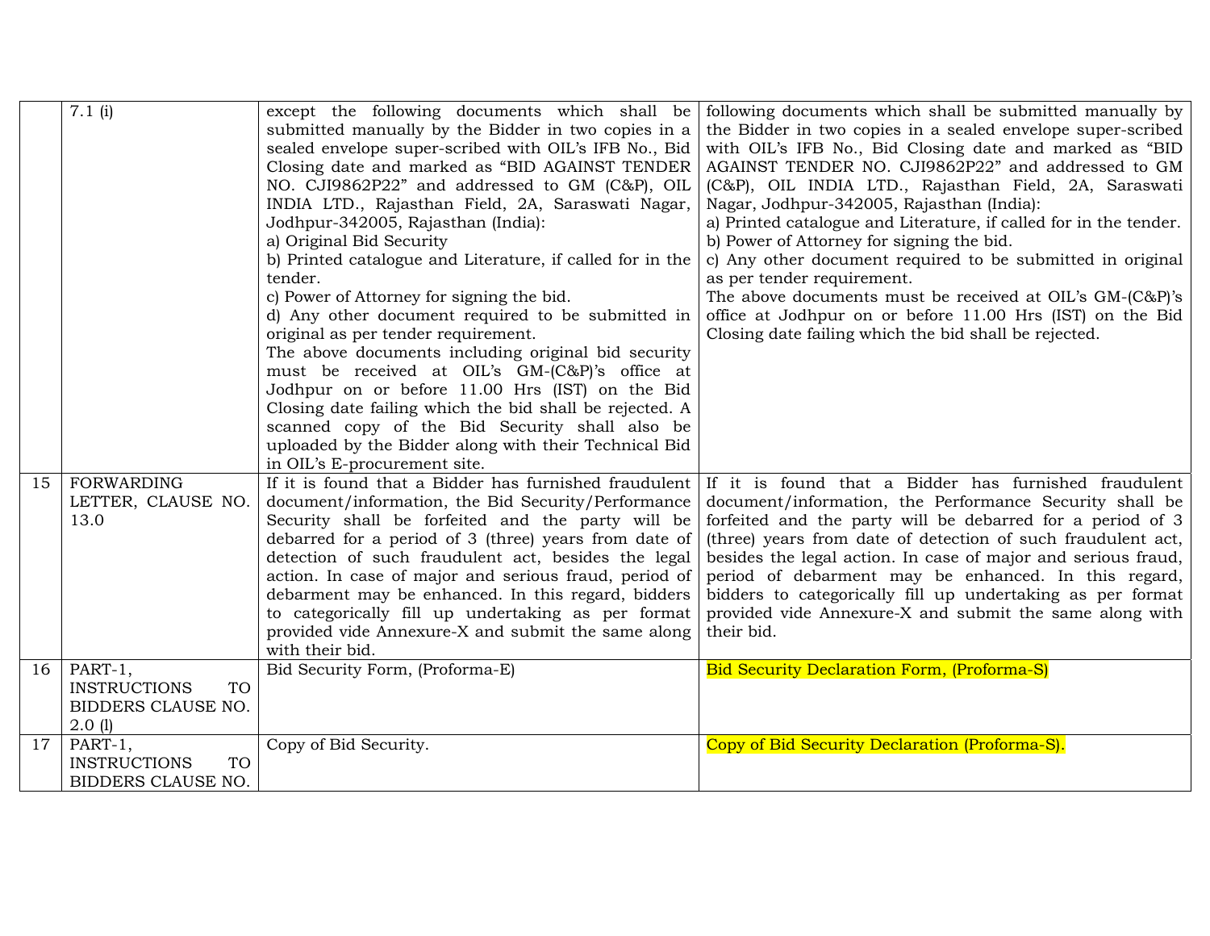|  |  |  |  |
|---|---|---|---|
|  | 7.1 (i) | except the following documents which shall be submitted manually by the Bidder in two copies in a sealed envelope super-scribed with OIL's IFB No., Bid Closing date and marked as "BID AGAINST TENDER NO. CJI9862P22" and addressed to GM (C&P), OIL INDIA LTD., Rajasthan Field, 2A, Saraswati Nagar, Jodhpur-342005, Rajasthan (India):<br>a) Original Bid Security<br>b) Printed catalogue and Literature, if called for in the tender.<br>c) Power of Attorney for signing the bid.<br>d) Any other document required to be submitted in original as per tender requirement.<br>The above documents including original bid security must be received at OIL's GM-(C&P)'s office at Jodhpur on or before 11.00 Hrs (IST) on the Bid Closing date failing which the bid shall be rejected. A scanned copy of the Bid Security shall also be uploaded by the Bidder along with their Technical Bid in OIL's E-procurement site. | following documents which shall be submitted manually by the Bidder in two copies in a sealed envelope super-scribed with OIL's IFB No., Bid Closing date and marked as "BID AGAINST TENDER NO. CJI9862P22" and addressed to GM (C&P), OIL INDIA LTD., Rajasthan Field, 2A, Saraswati Nagar, Jodhpur-342005, Rajasthan (India):<br>a) Printed catalogue and Literature, if called for in the tender.<br>b) Power of Attorney for signing the bid.<br>c) Any other document required to be submitted in original as per tender requirement.<br>The above documents must be received at OIL's GM-(C&P)'s office at Jodhpur on or before 11.00 Hrs (IST) on the Bid Closing date failing which the bid shall be rejected. |
| 15 | FORWARDING LETTER, CLAUSE NO. 13.0 | If it is found that a Bidder has furnished fraudulent document/information, the Bid Security/Performance Security shall be forfeited and the party will be debarred for a period of 3 (three) years from date of detection of such fraudulent act, besides the legal action. In case of major and serious fraud, period of debarment may be enhanced. In this regard, bidders to categorically fill up undertaking as per format provided vide Annexure-X and submit the same along with their bid. | If it is found that a Bidder has furnished fraudulent document/information, the Performance Security shall be forfeited and the party will be debarred for a period of 3 (three) years from date of detection of such fraudulent act, besides the legal action. In case of major and serious fraud, period of debarment may be enhanced. In this regard, bidders to categorically fill up undertaking as per format provided vide Annexure-X and submit the same along with their bid. |
| 16 | PART-1, INSTRUCTIONS TO BIDDERS CLAUSE NO. 2.0 (l) | Bid Security Form, (Proforma-E) | Bid Security Declaration Form, (Proforma-S) |
| 17 | PART-1, INSTRUCTIONS TO BIDDERS CLAUSE NO. | Copy of Bid Security. | Copy of Bid Security Declaration (Proforma-S). |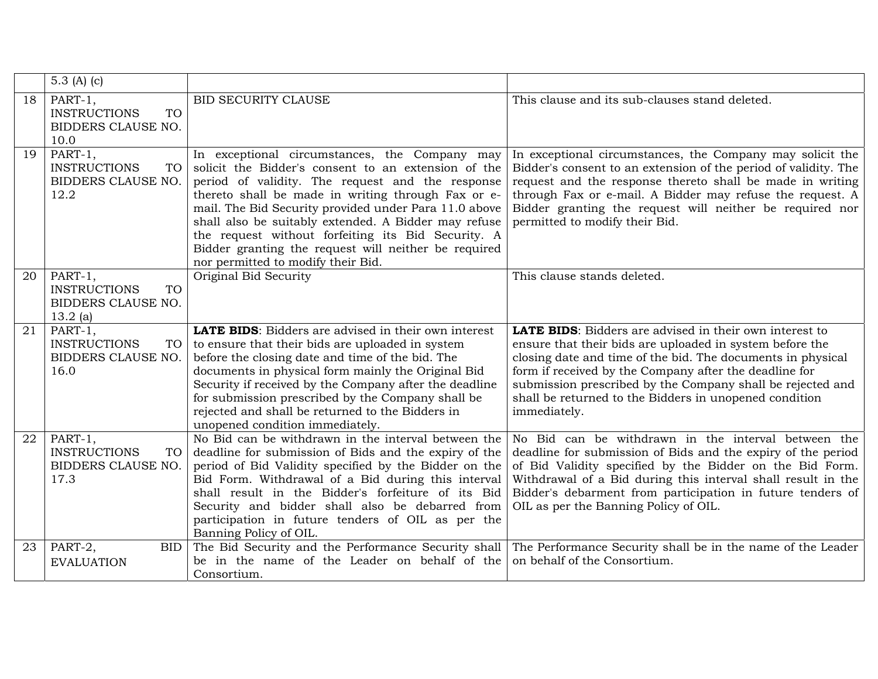| | | | |
|---|---|---|---|
| | 5.3 (A) (c) | | |
| 18 | PART-1, INSTRUCTIONS TO BIDDERS CLAUSE NO. 10.0 | BID SECURITY CLAUSE | This clause and its sub-clauses stand deleted. |
| 19 | PART-1, INSTRUCTIONS TO BIDDERS CLAUSE NO. 12.2 | In exceptional circumstances, the Company may solicit the Bidder's consent to an extension of the period of validity. The request and the response thereto shall be made in writing through Fax or e-mail. The Bid Security provided under Para 11.0 above shall also be suitably extended. A Bidder may refuse the request without forfeiting its Bid Security. A Bidder granting the request will neither be required nor permitted to modify their Bid. | In exceptional circumstances, the Company may solicit the Bidder's consent to an extension of the period of validity. The request and the response thereto shall be made in writing through Fax or e-mail. A Bidder may refuse the request. A Bidder granting the request will neither be required nor permitted to modify their Bid. |
| 20 | PART-1, INSTRUCTIONS TO BIDDERS CLAUSE NO. 13.2 (a) | Original Bid Security | This clause stands deleted. |
| 21 | PART-1, INSTRUCTIONS TO BIDDERS CLAUSE NO. 16.0 | **LATE BIDS**: Bidders are advised in their own interest to ensure that their bids are uploaded in system before the closing date and time of the bid. The documents in physical form mainly the Original Bid Security if received by the Company after the deadline for submission prescribed by the Company shall be rejected and shall be returned to the Bidders in unopened condition immediately. | **LATE BIDS**: Bidders are advised in their own interest to ensure that their bids are uploaded in system before the closing date and time of the bid. The documents in physical form if received by the Company after the deadline for submission prescribed by the Company shall be rejected and shall be returned to the Bidders in unopened condition immediately. |
| 22 | PART-1, INSTRUCTIONS TO BIDDERS CLAUSE NO. 17.3 | No Bid can be withdrawn in the interval between the deadline for submission of Bids and the expiry of the period of Bid Validity specified by the Bidder on the Bid Form. Withdrawal of a Bid during this interval shall result in the Bidder's forfeiture of its Bid Security and bidder shall also be debarred from participation in future tenders of OIL as per the Banning Policy of OIL. | No Bid can be withdrawn in the interval between the deadline for submission of Bids and the expiry of the period of Bid Validity specified by the Bidder on the Bid Form. Withdrawal of a Bid during this interval shall result in the Bidder's debarment from participation in future tenders of OIL as per the Banning Policy of OIL. |
| 23 | PART-2, BID EVALUATION | The Bid Security and the Performance Security shall be in the name of the Leader on behalf of the Consortium. | The Performance Security shall be in the name of the Leader on behalf of the Consortium. |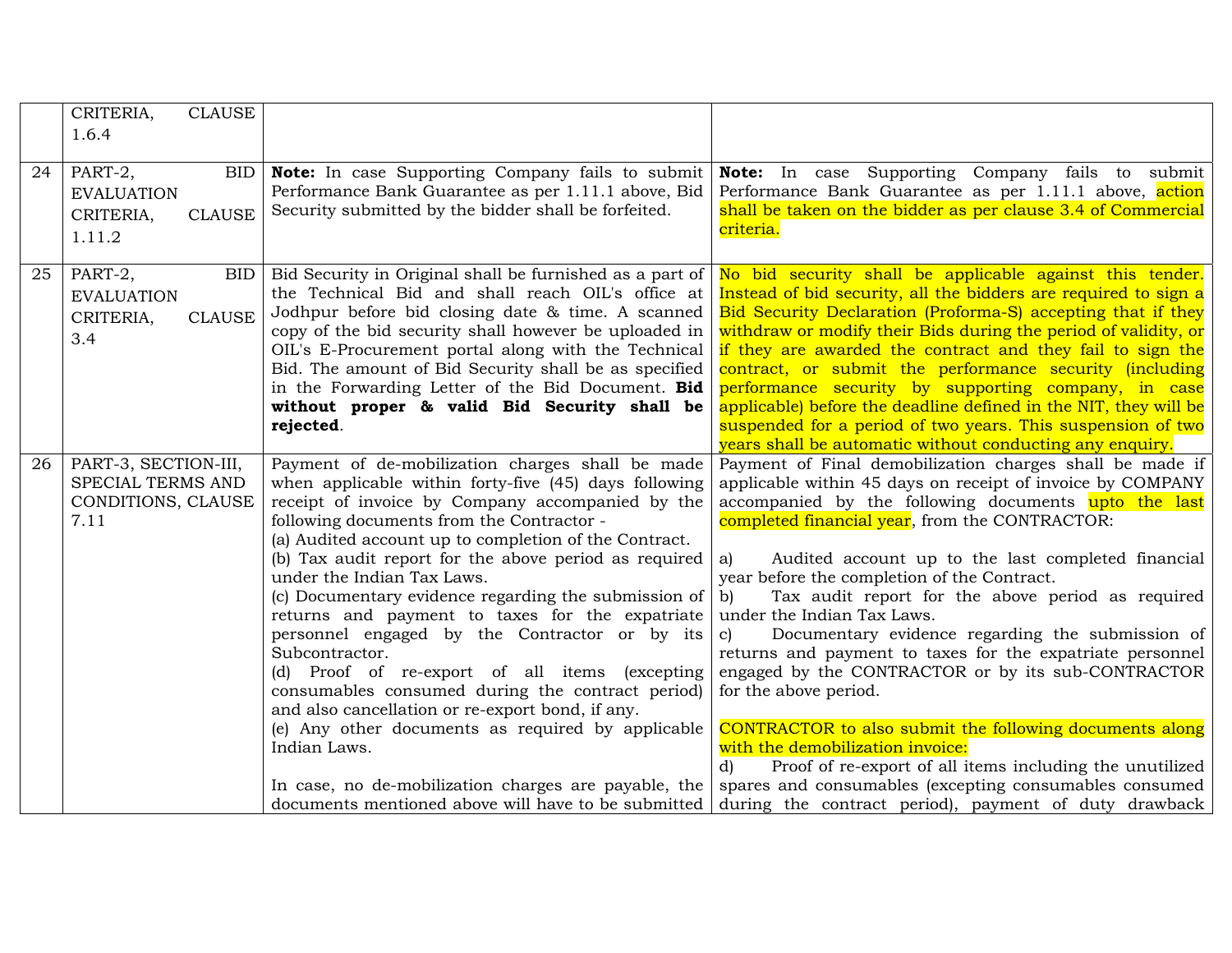| | | | |
|---|---|---|---|
| | CRITERIA, CLAUSE 1.6.4 | | |
| 24 | PART-2, BID EVALUATION CRITERIA, CLAUSE 1.11.2 | **Note:** In case Supporting Company fails to submit Performance Bank Guarantee as per 1.11.1 above, Bid Security submitted by the bidder shall be forfeited. | **Note:** In case Supporting Company fails to submit Performance Bank Guarantee as per 1.11.1 above, action shall be taken on the bidder as per clause 3.4 of Commercial criteria. |
| 25 | PART-2, BID EVALUATION CRITERIA, CLAUSE 3.4 | Bid Security in Original shall be furnished as a part of the Technical Bid and shall reach OIL's office at Jodhpur before bid closing date & time. A scanned copy of the bid security shall however be uploaded in OIL's E-Procurement portal along with the Technical Bid. The amount of Bid Security shall be as specified in the Forwarding Letter of the Bid Document. **Bid without proper & valid Bid Security shall be rejected**. | No bid security shall be applicable against this tender. Instead of bid security, all the bidders are required to sign a Bid Security Declaration (Proforma-S) accepting that if they withdraw or modify their Bids during the period of validity, or if they are awarded the contract and they fail to sign the contract, or submit the performance security (including performance security by supporting company, in case applicable) before the deadline defined in the NIT, they will be suspended for a period of two years. This suspension of two years shall be automatic without conducting any enquiry. |
| 26 | PART-3, SECTION-III, SPECIAL TERMS AND CONDITIONS, CLAUSE 7.11 | Payment of de-mobilization charges shall be made when applicable within forty-five (45) days following receipt of invoice by Company accompanied by the following documents from the Contractor -<br>(a) Audited account up to completion of the Contract.<br>(b) Tax audit report for the above period as required under the Indian Tax Laws.<br>(c) Documentary evidence regarding the submission of returns and payment to taxes for the expatriate personnel engaged by the Contractor or by its Subcontractor.<br>(d) Proof of re-export of all items (excepting consumables consumed during the contract period) and also cancellation or re-export bond, if any.<br>(e) Any other documents as required by applicable Indian Laws.<br><br>In case, no de-mobilization charges are payable, the documents mentioned above will have to be submitted | Payment of Final demobilization charges shall be made if applicable within 45 days on receipt of invoice by COMPANY accompanied by the following documents upto the last completed financial year, from the CONTRACTOR:<br><br>a) Audited account up to the last completed financial year before the completion of the Contract.<br>b) Tax audit report for the above period as required under the Indian Tax Laws.<br>c) Documentary evidence regarding the submission of returns and payment to taxes for the expatriate personnel engaged by the CONTRACTOR or by its sub-CONTRACTOR for the above period.<br><br>CONTRACTOR to also submit the following documents along with the demobilization invoice:<br>d) Proof of re-export of all items including the unutilized spares and consumables (excepting consumables consumed during the contract period), payment of duty drawback |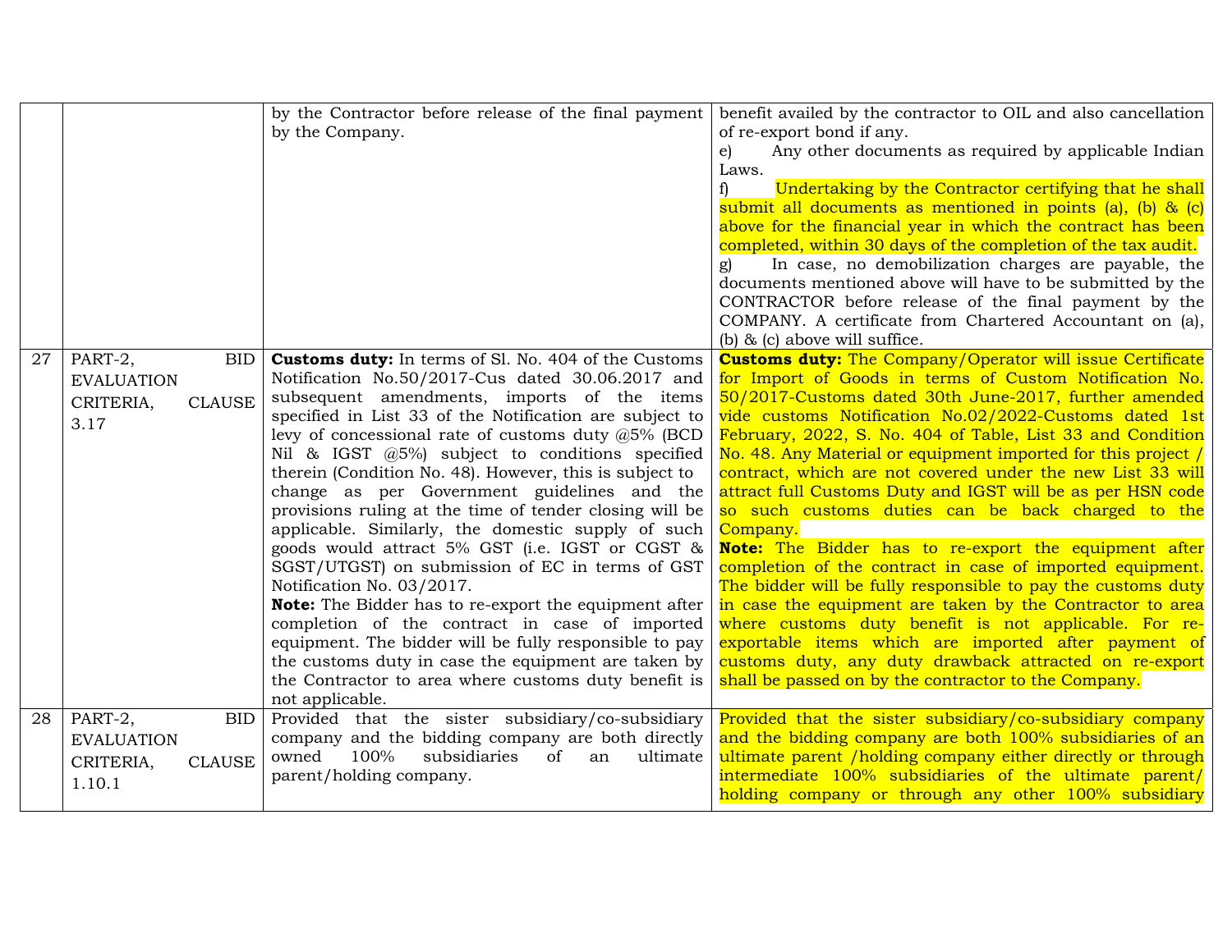|  |  |  |  |
|---|---|---|---|
|  |  | by the Contractor before release of the final payment by the Company. | benefit availed by the contractor to OIL and also cancellation of re-export bond if any.<br>e) Any other documents as required by applicable Indian Laws.<br>f) Undertaking by the Contractor certifying that he shall submit all documents as mentioned in points (a), (b) & (c) above for the financial year in which the contract has been completed, within 30 days of the completion of the tax audit.<br>g) In case, no demobilization charges are payable, the documents mentioned above will have to be submitted by the CONTRACTOR before release of the final payment by the COMPANY. A certificate from Chartered Accountant on (a), (b) & (c) above will suffice. |
| 27 | PART-2, BID EVALUATION CRITERIA, CLAUSE 3.17 | **Customs duty:** In terms of Sl. No. 404 of the Customs Notification No.50/2017-Cus dated 30.06.2017 and subsequent amendments, imports of the items specified in List 33 of the Notification are subject to levy of concessional rate of customs duty @5% (BCD Nil & IGST @5%) subject to conditions specified therein (Condition No. 48). However, this is subject to change as per Government guidelines and the provisions ruling at the time of tender closing will be applicable. Similarly, the domestic supply of such goods would attract 5% GST (i.e. IGST or CGST & SGST/UTGST) on submission of EC in terms of GST Notification No. 03/2017.<br>**Note:** The Bidder has to re-export the equipment after completion of the contract in case of imported equipment. The bidder will be fully responsible to pay the customs duty in case the equipment are taken by the Contractor to area where customs duty benefit is not applicable. | **Customs duty:** The Company/Operator will issue Certificate for Import of Goods in terms of Custom Notification No. 50/2017-Customs dated 30th June-2017, further amended vide customs Notification No.02/2022-Customs dated 1st February, 2022, S. No. 404 of Table, List 33 and Condition No. 48. Any Material or equipment imported for this project / contract, which are not covered under the new List 33 will attract full Customs Duty and IGST will be as per HSN code so such customs duties can be back charged to the Company.<br>**Note:** The Bidder has to re-export the equipment after completion of the contract in case of imported equipment. The bidder will be fully responsible to pay the customs duty in case the equipment are taken by the Contractor to area where customs duty benefit is not applicable. For re-exportable items which are imported after payment of customs duty, any duty drawback attracted on re-export shall be passed on by the contractor to the Company. |
| 28 | PART-2, BID EVALUATION CRITERIA, CLAUSE 1.10.1 | Provided that the sister subsidiary/co-subsidiary company and the bidding company are both directly owned 100% subsidiaries of an ultimate parent/holding company. | Provided that the sister subsidiary/co-subsidiary company and the bidding company are both 100% subsidiaries of an ultimate parent /holding company either directly or through intermediate 100% subsidiaries of the ultimate parent/ holding company or through any other 100% subsidiary |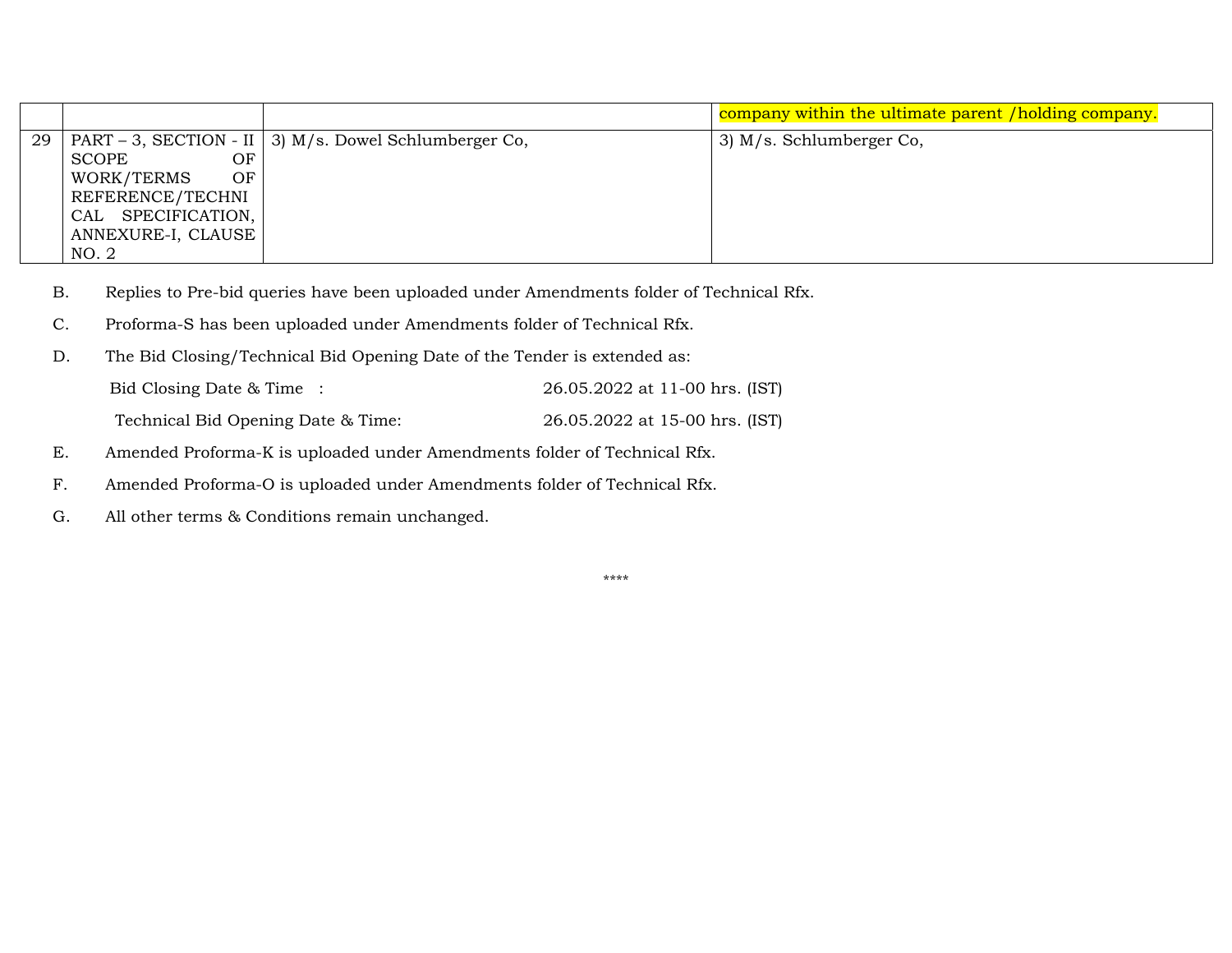| | | | |
|---|---|---|---|
| | | | company within the ultimate parent /holding company. |
| 29 | PART – 3, SECTION - II SCOPE OF WORK/TERMS OF REFERENCE/TECHNICAL SPECIFICATION, ANNEXURE-I, CLAUSE NO. 2 | 3) M/s. Dowel Schlumberger Co, | 3) M/s. Schlumberger Co, |

B. Replies to Pre-bid queries have been uploaded under Amendments folder of Technical Rfx.

C. Proforma-S has been uploaded under Amendments folder of Technical Rfx.

D. The Bid Closing/Technical Bid Opening Date of the Tender is extended as:

Bid Closing Date & Time : 26.05.2022 at 11-00 hrs. (IST)

Technical Bid Opening Date & Time: 26.05.2022 at 15-00 hrs. (IST)

E. Amended Proforma-K is uploaded under Amendments folder of Technical Rfx.

F. Amended Proforma-O is uploaded under Amendments folder of Technical Rfx.

G. All other terms & Conditions remain unchanged.

****